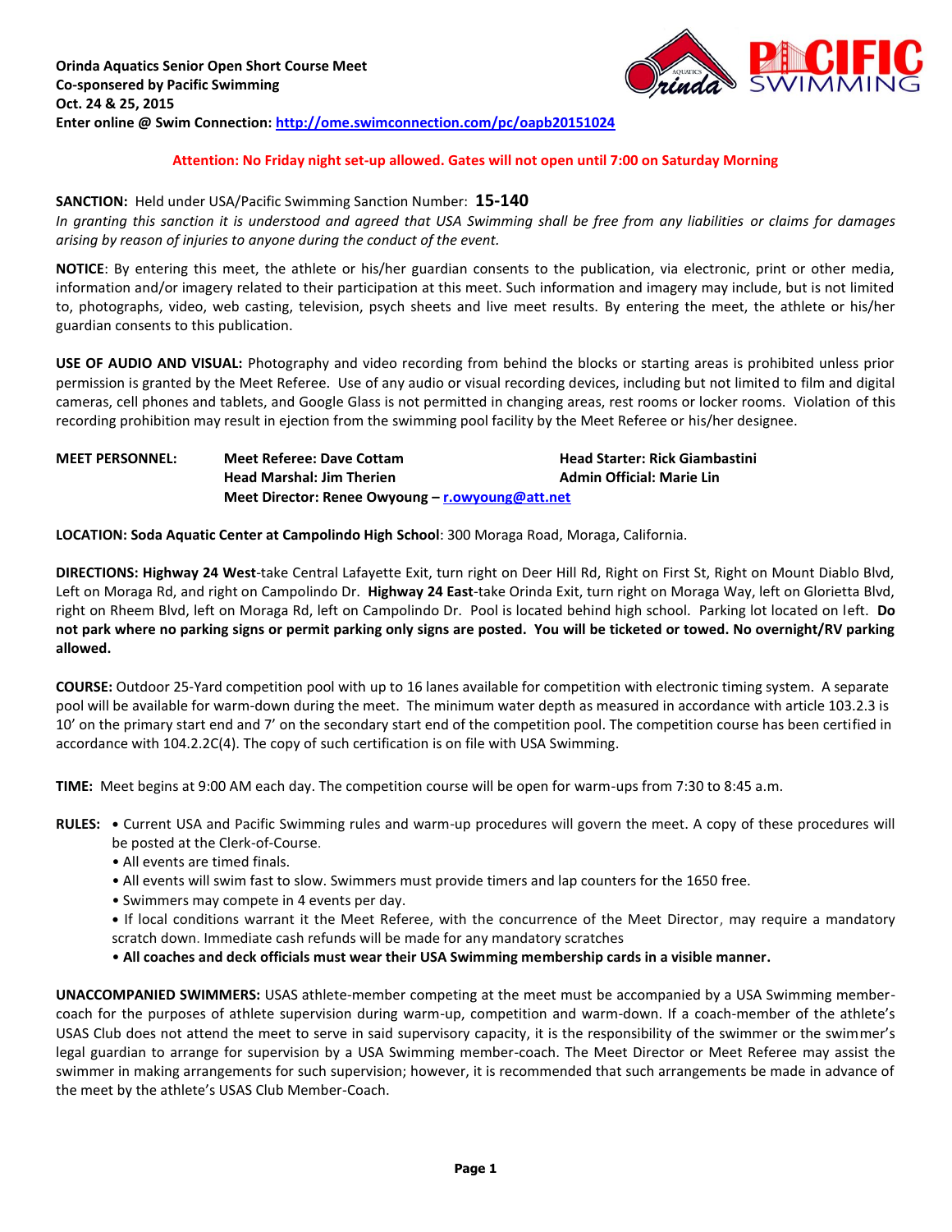**Orinda Aquatics Senior Open Short Course Meet**
**Co-sponsered by Pacific Swimming**
**Oct. 24 & 25, 2015**
**Enter online @ Swim Connection: [http://ome.swimconnection.com/pc/oapb20151024](http://ome.swimconnection.com/pc/oapb20151024)**

**Attention: No Friday night set-up allowed. Gates will not open until 7:00 on Saturday Morning**

**SANCTION:** Held under USA/Pacific Swimming Sanction Number: **15-140**
*In granting this sanction it is understood and agreed that USA Swimming shall be free from any liabilities or claims for damages arising by reason of injuries to anyone during the conduct of the event.*

**NOTICE**: By entering this meet, the athlete or his/her guardian consents to the publication, via electronic, print or other media, information and/or imagery related to their participation at this meet. Such information and imagery may include, but is not limited to, photographs, video, web casting, television, psych sheets and live meet results. By entering the meet, the athlete or his/her guardian consents to this publication.

**USE OF AUDIO AND VISUAL:** Photography and video recording from behind the blocks or starting areas is prohibited unless prior permission is granted by the Meet Referee. Use of any audio or visual recording devices, including but not limited to film and digital cameras, cell phones and tablets, and Google Glass is not permitted in changing areas, rest rooms or locker rooms. Violation of this recording prohibition may result in ejection from the swimming pool facility by the Meet Referee or his/her designee.

**MEET PERSONNEL:**
**Meet Referee: Dave Cottam** — **Head Starter: Rick Giambastini**
**Head Marshal: Jim Therien** — **Admin Official: Marie Lin**
**Meet Director: Renee Owyoung – [r.owyoung@att.net](mailto:r.owyoung@att.net)**

**LOCATION: Soda Aquatic Center at Campolindo High School**: 300 Moraga Road, Moraga, California.

**DIRECTIONS: Highway 24 West**-take Central Lafayette Exit, turn right on Deer Hill Rd, Right on First St, Right on Mount Diablo Blvd, Left on Moraga Rd, and right on Campolindo Dr. **Highway 24 East**-take Orinda Exit, turn right on Moraga Way, left on Glorietta Blvd, right on Rheem Blvd, left on Moraga Rd, left on Campolindo Dr. Pool is located behind high school. Parking lot located on left. **Do not park where no parking signs or permit parking only signs are posted. You will be ticketed or towed. No overnight/RV parking allowed.**

**COURSE:** Outdoor 25-Yard competition pool with up to 16 lanes available for competition with electronic timing system. A separate pool will be available for warm-down during the meet. The minimum water depth as measured in accordance with article 103.2.3 is 10' on the primary start end and 7' on the secondary start end of the competition pool. The competition course has been certified in accordance with 104.2.2C(4). The copy of such certification is on file with USA Swimming.

**TIME:** Meet begins at 9:00 AM each day. The competition course will be open for warm-ups from 7:30 to 8:45 a.m.

**RULES:**
- Current USA and Pacific Swimming rules and warm-up procedures will govern the meet. A copy of these procedures will be posted at the Clerk-of-Course.
- All events are timed finals.
- All events will swim fast to slow. Swimmers must provide timers and lap counters for the 1650 free.
- Swimmers may compete in 4 events per day.
- If local conditions warrant it the Meet Referee, with the concurrence of the Meet Director, may require a mandatory scratch down. Immediate cash refunds will be made for any mandatory scratches
- **All coaches and deck officials must wear their USA Swimming membership cards in a visible manner.**

**UNACCOMPANIED SWIMMERS:** USAS athlete-member competing at the meet must be accompanied by a USA Swimming member-coach for the purposes of athlete supervision during warm-up, competition and warm-down. If a coach-member of the athlete's USAS Club does not attend the meet to serve in said supervisory capacity, it is the responsibility of the swimmer or the swimmer's legal guardian to arrange for supervision by a USA Swimming member-coach. The Meet Director or Meet Referee may assist the swimmer in making arrangements for such supervision; however, it is recommended that such arrangements be made in advance of the meet by the athlete's USAS Club Member-Coach.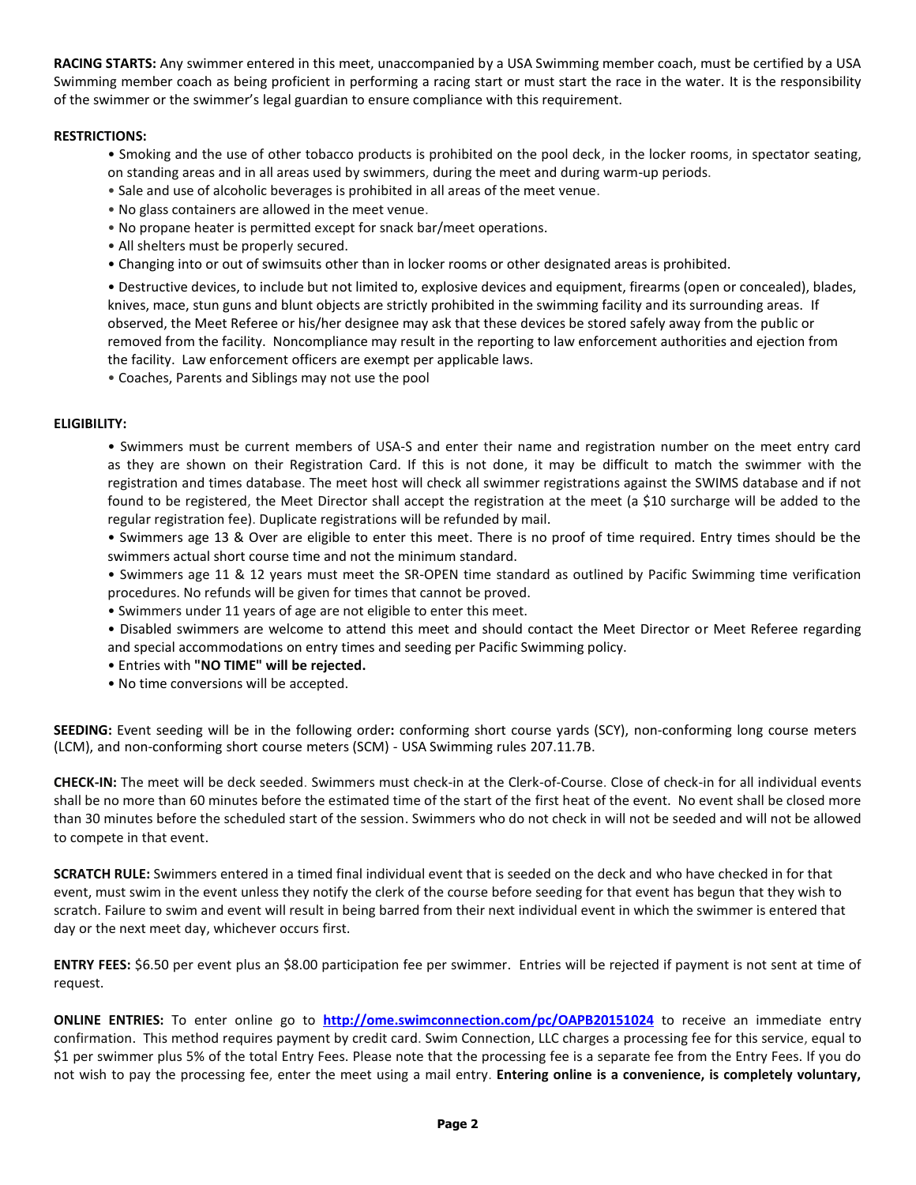**RACING STARTS:** Any swimmer entered in this meet, unaccompanied by a USA Swimming member coach, must be certified by a USA Swimming member coach as being proficient in performing a racing start or must start the race in the water. It is the responsibility of the swimmer or the swimmer's legal guardian to ensure compliance with this requirement.

**RESTRICTIONS:**

- Smoking and the use of other tobacco products is prohibited on the pool deck, in the locker rooms, in spectator seating, on standing areas and in all areas used by swimmers, during the meet and during warm-up periods.
- Sale and use of alcoholic beverages is prohibited in all areas of the meet venue.
- No glass containers are allowed in the meet venue.
- No propane heater is permitted except for snack bar/meet operations.
- All shelters must be properly secured.
- Changing into or out of swimsuits other than in locker rooms or other designated areas is prohibited.
- Destructive devices, to include but not limited to, explosive devices and equipment, firearms (open or concealed), blades, knives, mace, stun guns and blunt objects are strictly prohibited in the swimming facility and its surrounding areas. If observed, the Meet Referee or his/her designee may ask that these devices be stored safely away from the public or removed from the facility. Noncompliance may result in the reporting to law enforcement authorities and ejection from the facility. Law enforcement officers are exempt per applicable laws.
- Coaches, Parents and Siblings may not use the pool

**ELIGIBILITY:**

- Swimmers must be current members of USA-S and enter their name and registration number on the meet entry card as they are shown on their Registration Card. If this is not done, it may be difficult to match the swimmer with the registration and times database. The meet host will check all swimmer registrations against the SWIMS database and if not found to be registered, the Meet Director shall accept the registration at the meet (a $10 surcharge will be added to the regular registration fee). Duplicate registrations will be refunded by mail.
- Swimmers age 13 & Over are eligible to enter this meet. There is no proof of time required. Entry times should be the swimmers actual short course time and not the minimum standard.
- Swimmers age 11 & 12 years must meet the SR-OPEN time standard as outlined by Pacific Swimming time verification procedures. No refunds will be given for times that cannot be proved.
- Swimmers under 11 years of age are not eligible to enter this meet.
- Disabled swimmers are welcome to attend this meet and should contact the Meet Director or Meet Referee regarding and special accommodations on entry times and seeding per Pacific Swimming policy.
- Entries with **"NO TIME" will be rejected.**
- No time conversions will be accepted.

**SEEDING:** Event seeding will be in the following order**:** conforming short course yards (SCY), non-conforming long course meters (LCM), and non-conforming short course meters (SCM) - USA Swimming rules 207.11.7B.

**CHECK-IN:** The meet will be deck seeded. Swimmers must check-in at the Clerk-of-Course. Close of check-in for all individual events shall be no more than 60 minutes before the estimated time of the start of the first heat of the event. No event shall be closed more than 30 minutes before the scheduled start of the session. Swimmers who do not check in will not be seeded and will not be allowed to compete in that event.

**SCRATCH RULE:** Swimmers entered in a timed final individual event that is seeded on the deck and who have checked in for that event, must swim in the event unless they notify the clerk of the course before seeding for that event has begun that they wish to scratch. Failure to swim and event will result in being barred from their next individual event in which the swimmer is entered that day or the next meet day, whichever occurs first.

**ENTRY FEES:** $6.50 per event plus an $8.00 participation fee per swimmer. Entries will be rejected if payment is not sent at time of request.

**ONLINE ENTRIES:** To enter online go to **http://ome.swimconnection.com/pc/OAPB20151024** to receive an immediate entry confirmation. This method requires payment by credit card. Swim Connection, LLC charges a processing fee for this service, equal to $1 per swimmer plus 5% of the total Entry Fees. Please note that the processing fee is a separate fee from the Entry Fees. If you do not wish to pay the processing fee, enter the meet using a mail entry. **Entering online is a convenience, is completely voluntary,**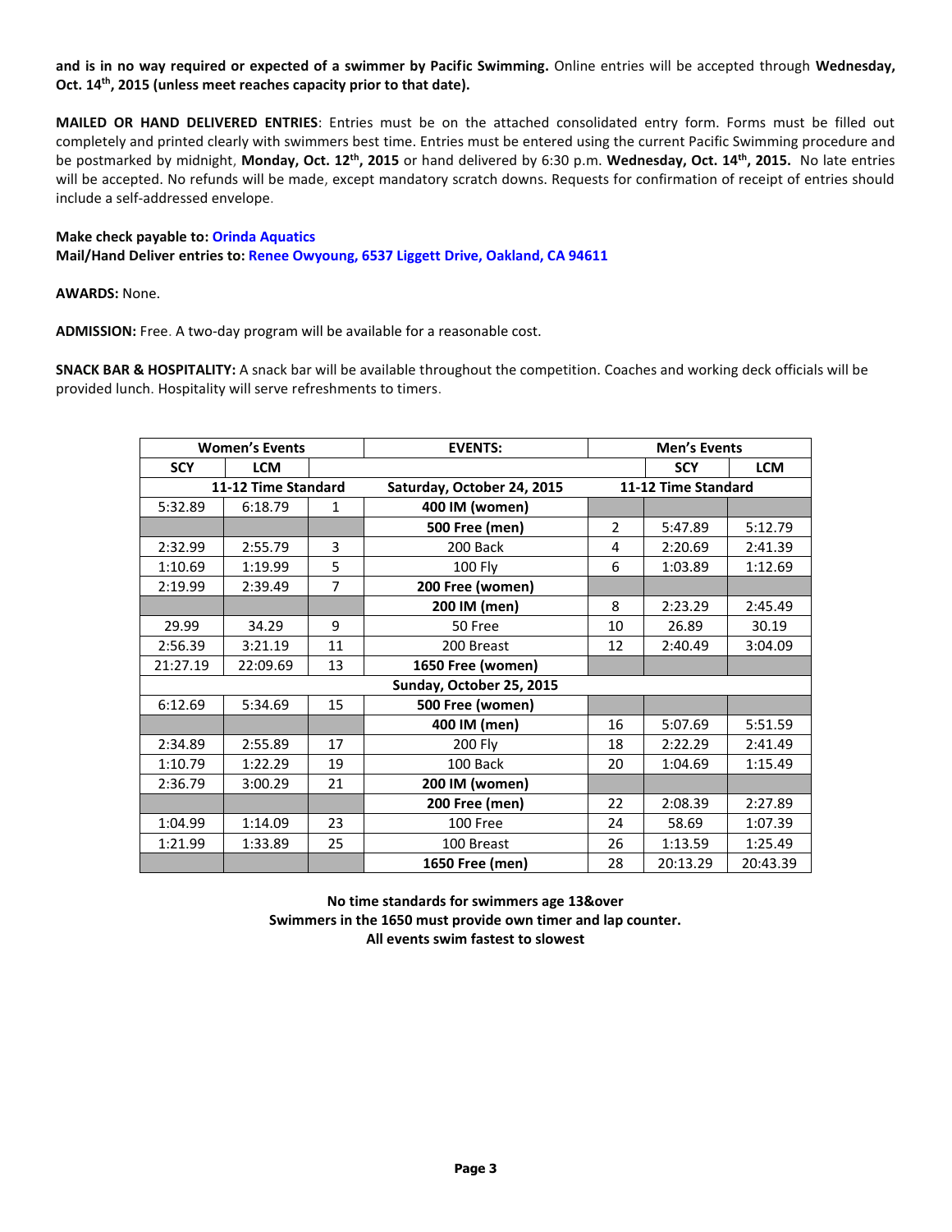**and is in no way required or expected of a swimmer by Pacific Swimming.** Online entries will be accepted through **Wednesday, Oct. 14th, 2015 (unless meet reaches capacity prior to that date).**

**MAILED OR HAND DELIVERED ENTRIES**: Entries must be on the attached consolidated entry form. Forms must be filled out completely and printed clearly with swimmers best time. Entries must be entered using the current Pacific Swimming procedure and be postmarked by midnight, **Monday, Oct. 12th, 2015** or hand delivered by 6:30 p.m. **Wednesday, Oct. 14th, 2015.** No late entries will be accepted. No refunds will be made, except mandatory scratch downs. Requests for confirmation of receipt of entries should include a self-addressed envelope.

**Make check payable to:** Orinda Aquatics
**Mail/Hand Deliver entries to:** Renee Owyoung, 6537 Liggett Drive, Oakland, CA 94611

**AWARDS:** None.

**ADMISSION:** Free. A two-day program will be available for a reasonable cost.

**SNACK BAR & HOSPITALITY:** A snack bar will be available throughout the competition. Coaches and working deck officials will be provided lunch. Hospitality will serve refreshments to timers.

| Women's Events | | | EVENTS: | Men's Events | | |
|---|---|---|---|---|---|---|
| SCY | LCM | | | | SCY | LCM |
| 11-12 Time Standard | | | Saturday, October 24, 2015 | 11-12 Time Standard | | |
| 5:32.89 | 6:18.79 | 1 | **400 IM (women)** | | | |
| | | | **500 Free (men)** | 2 | 5:47.89 | 5:12.79 |
| 2:32.99 | 2:55.79 | 3 | 200 Back | 4 | 2:20.69 | 2:41.39 |
| 1:10.69 | 1:19.99 | 5 | 100 Fly | 6 | 1:03.89 | 1:12.69 |
| 2:19.99 | 2:39.49 | 7 | **200 Free (women)** | | | |
| | | | **200 IM (men)** | 8 | 2:23.29 | 2:45.49 |
| 29.99 | 34.29 | 9 | 50 Free | 10 | 26.89 | 30.19 |
| 2:56.39 | 3:21.19 | 11 | 200 Breast | 12 | 2:40.49 | 3:04.09 |
| 21:27.19 | 22:09.69 | 13 | **1650 Free (women)** | | | |
| | | | Sunday, October 25, 2015 | | | |
| 6:12.69 | 5:34.69 | 15 | **500 Free (women)** | | | |
| | | | **400 IM (men)** | 16 | 5:07.69 | 5:51.59 |
| 2:34.89 | 2:55.89 | 17 | 200 Fly | 18 | 2:22.29 | 2:41.49 |
| 1:10.79 | 1:22.29 | 19 | 100 Back | 20 | 1:04.69 | 1:15.49 |
| 2:36.79 | 3:00.29 | 21 | **200 IM (women)** | | | |
| | | | **200 Free (men)** | 22 | 2:08.39 | 2:27.89 |
| 1:04.99 | 1:14.09 | 23 | 100 Free | 24 | 58.69 | 1:07.39 |
| 1:21.99 | 1:33.89 | 25 | 100 Breast | 26 | 1:13.59 | 1:25.49 |
| | | | **1650 Free (men)** | 28 | 20:13.29 | 20:43.39 |

**No time standards for swimmers age 13&over**
**Swimmers in the 1650 must provide own timer and lap counter.**
**All events swim fastest to slowest**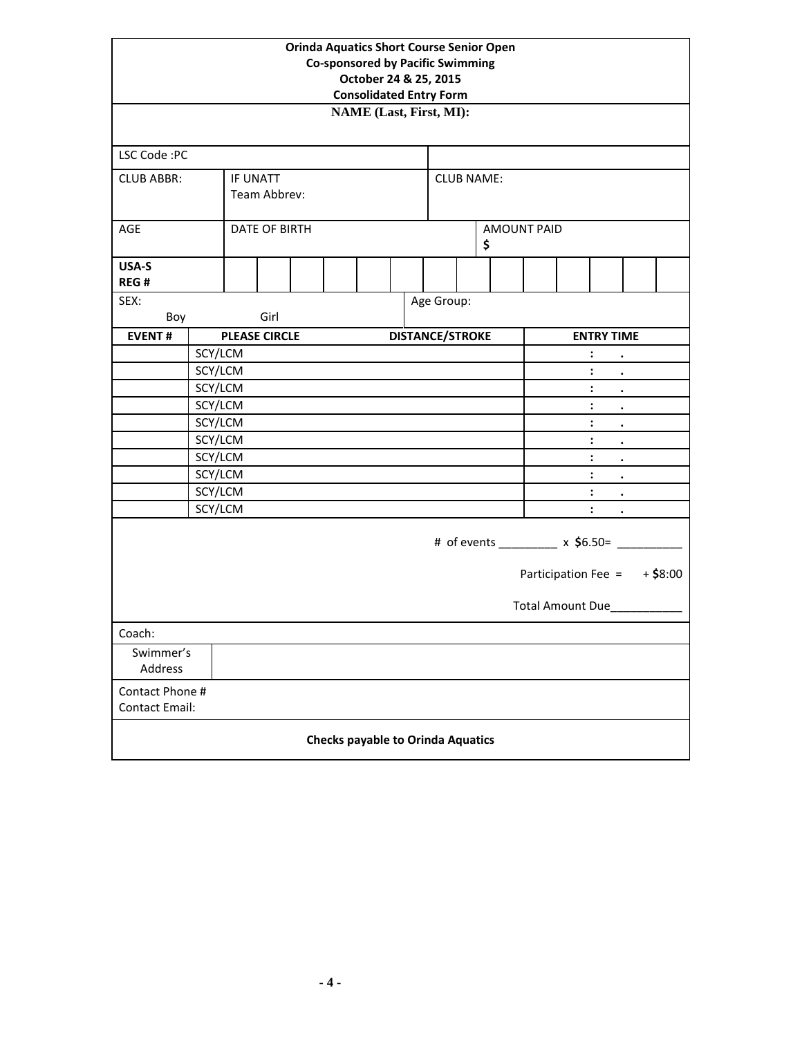**Orinda Aquatics Short Course Senior Open**
**Co-sponsored by Pacific Swimming**
**October 24 & 25, 2015**
**Consolidated Entry Form**

**NAME (Last, First, MI):**

| | | | |
|---|---|---|---|
| LSC Code :PC | | | |
| CLUB ABBR: | IF UNATT Team Abbrev: | CLUB NAME: | |
| AGE | DATE OF BIRTH | | AMOUNT PAID $ |

| | | | | | | | | | | | | | |
|---|---|---|---|---|---|---|---|---|---|---|---|---|---|
| **USA-S REG #** | | | | | | | | | | | | | |

| | |
|---|---|
| SEX: Boy Girl | Age Group: |

| **EVENT #** | **PLEASE CIRCLE** | **DISTANCE/STROKE** | **ENTRY TIME** |
|---|---|---|---|
| | SCY/LCM | | : . |
| | SCY/LCM | | : . |
| | SCY/LCM | | : . |
| | SCY/LCM | | : . |
| | SCY/LCM | | : . |
| | SCY/LCM | | : . |
| | SCY/LCM | | : . |
| | SCY/LCM | | : . |
| | SCY/LCM | | : . |
| | SCY/LCM | | : . |

\# of events _________ x **$**6.50= __________

Participation Fee = + **$**8:00

Total Amount Due___________

| | |
|---|---|
| Coach: | |
| Swimmer's Address | |
| Contact Phone # Contact Email: | |

**Checks payable to Orinda Aquatics**